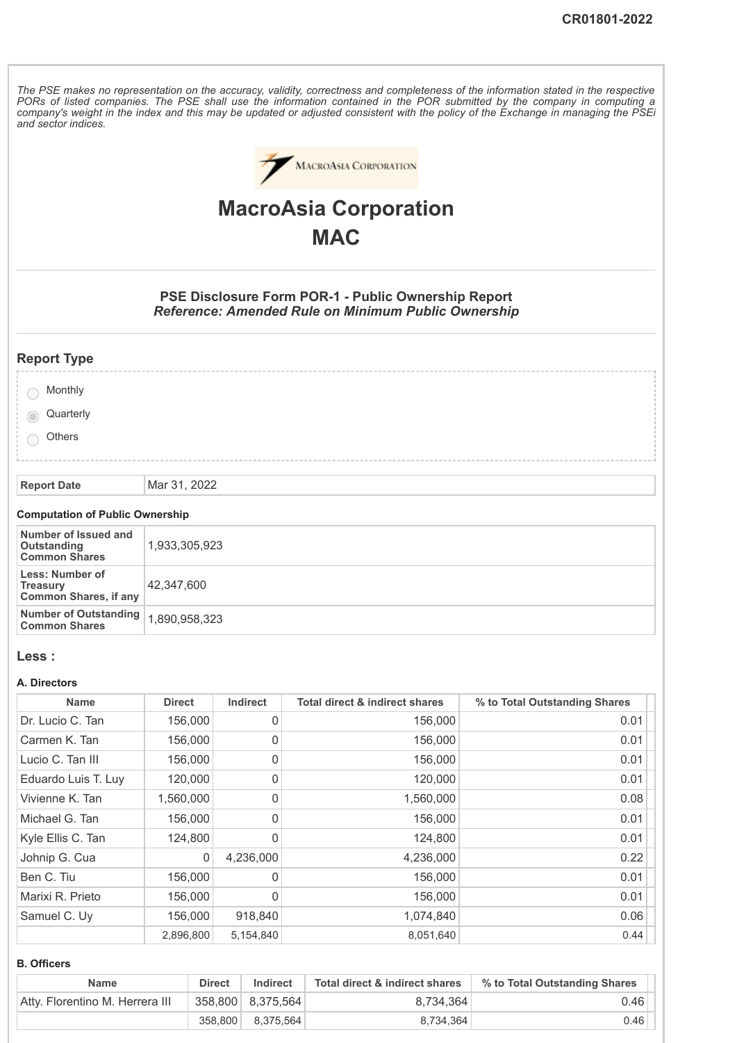CR01801-2022

*The PSE makes no representation on the accuracy, validity, correctness and completeness of the information stated in the respective PORs of listed companies. The PSE shall use the information contained in the POR submitted by the company in computing a company's weight in the index and this may be updated or adjusted consistent with the policy of the Exchange in managing the PSEi and sector indices.*

# MacroAsia Corporation
# MAC

### PSE Disclosure Form POR-1 - Public Ownership Report
### *Reference: Amended Rule on Minimum Public Ownership*

## Report Type

- Monthly
- Quarterly (selected)
- Others

| Report Date | Mar 31, 2022 |
|---|---|

**Computation of Public Ownership**

| | |
|---|---|
| Number of Issued and Outstanding Common Shares | 1,933,305,923 |
| Less: Number of Treasury Common Shares, if any | 42,347,600 |
| Number of Outstanding Common Shares | 1,890,958,323 |

## Less :

**A. Directors**

| Name | Direct | Indirect | Total direct & indirect shares | % to Total Outstanding Shares |
|---|---|---|---|---|
| Dr. Lucio C. Tan | 156,000 | 0 | 156,000 | 0.01 |
| Carmen K. Tan | 156,000 | 0 | 156,000 | 0.01 |
| Lucio C. Tan III | 156,000 | 0 | 156,000 | 0.01 |
| Eduardo Luis T. Luy | 120,000 | 0 | 120,000 | 0.01 |
| Vivienne K. Tan | 1,560,000 | 0 | 1,560,000 | 0.08 |
| Michael G. Tan | 156,000 | 0 | 156,000 | 0.01 |
| Kyle Ellis C. Tan | 124,800 | 0 | 124,800 | 0.01 |
| Johnip G. Cua | 0 | 4,236,000 | 4,236,000 | 0.22 |
| Ben C. Tiu | 156,000 | 0 | 156,000 | 0.01 |
| Marixi R. Prieto | 156,000 | 0 | 156,000 | 0.01 |
| Samuel C. Uy | 156,000 | 918,840 | 1,074,840 | 0.06 |
| | 2,896,800 | 5,154,840 | 8,051,640 | 0.44 |

**B. Officers**

| Name | Direct | Indirect | Total direct & indirect shares | % to Total Outstanding Shares |
|---|---|---|---|---|
| Atty. Florentino M. Herrera III | 358,800 | 8,375,564 | 8,734,364 | 0.46 |
| | 358,800 | 8,375,564 | 8,734,364 | 0.46 |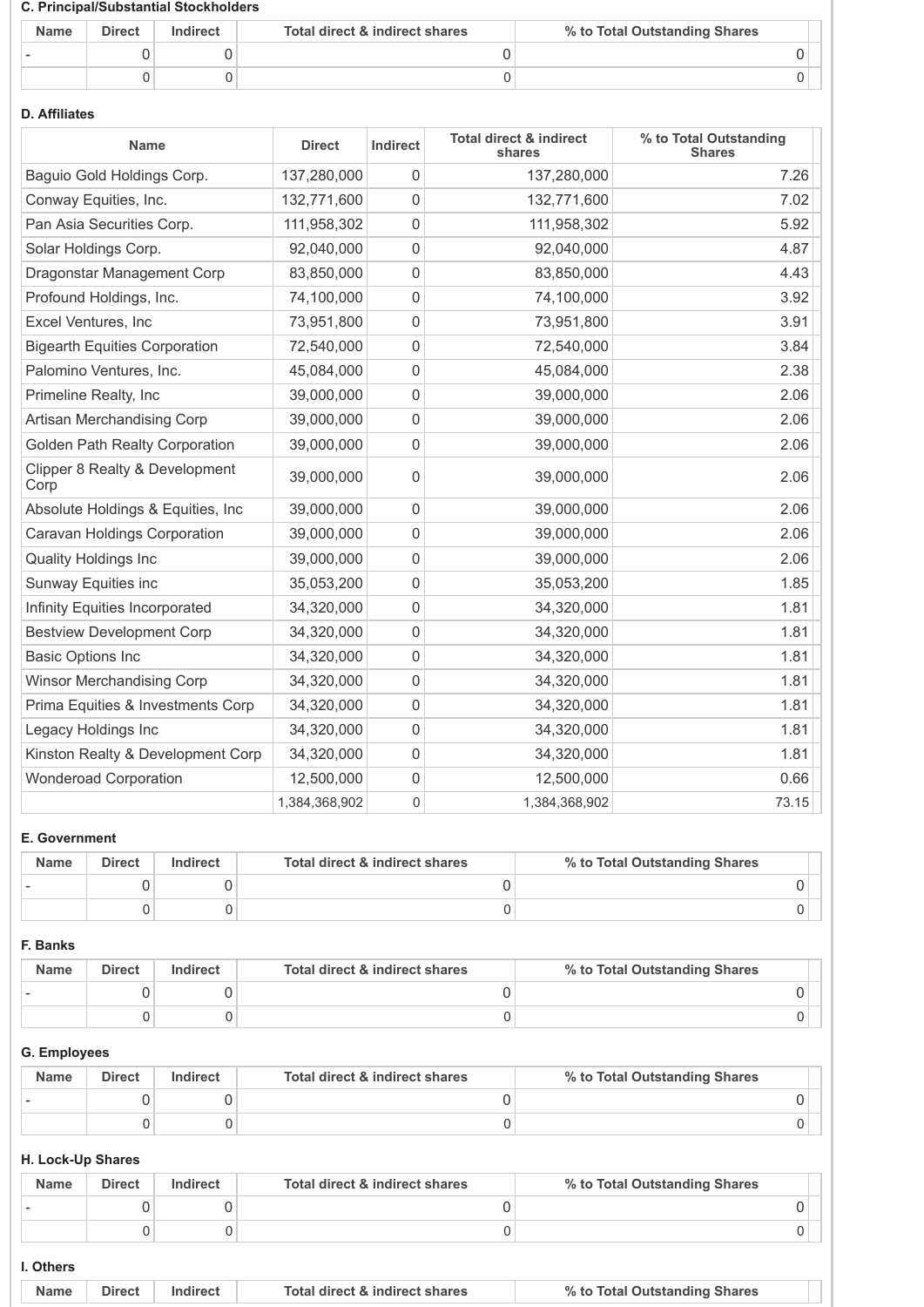**C. Principal/Substantial Stockholders**

| Name | Direct | Indirect | Total direct & indirect shares | % to Total Outstanding Shares |
| --- | --- | --- | --- | --- |
| - | 0 | 0 | 0 | 0 |
| | 0 | 0 | 0 | 0 |

**D. Affiliates**

| Name | Direct | Indirect | Total direct & indirect shares | % to Total Outstanding Shares |
| --- | --- | --- | --- | --- |
| Baguio Gold Holdings Corp. | 137,280,000 | 0 | 137,280,000 | 7.26 |
| Conway Equities, Inc. | 132,771,600 | 0 | 132,771,600 | 7.02 |
| Pan Asia Securities Corp. | 111,958,302 | 0 | 111,958,302 | 5.92 |
| Solar Holdings Corp. | 92,040,000 | 0 | 92,040,000 | 4.87 |
| Dragonstar Management Corp | 83,850,000 | 0 | 83,850,000 | 4.43 |
| Profound Holdings, Inc. | 74,100,000 | 0 | 74,100,000 | 3.92 |
| Excel Ventures, Inc | 73,951,800 | 0 | 73,951,800 | 3.91 |
| Bigearth Equities Corporation | 72,540,000 | 0 | 72,540,000 | 3.84 |
| Palomino Ventures, Inc. | 45,084,000 | 0 | 45,084,000 | 2.38 |
| Primeline Realty, Inc | 39,000,000 | 0 | 39,000,000 | 2.06 |
| Artisan Merchandising Corp | 39,000,000 | 0 | 39,000,000 | 2.06 |
| Golden Path Realty Corporation | 39,000,000 | 0 | 39,000,000 | 2.06 |
| Clipper 8 Realty & Development Corp | 39,000,000 | 0 | 39,000,000 | 2.06 |
| Absolute Holdings & Equities, Inc | 39,000,000 | 0 | 39,000,000 | 2.06 |
| Caravan Holdings Corporation | 39,000,000 | 0 | 39,000,000 | 2.06 |
| Quality Holdings Inc | 39,000,000 | 0 | 39,000,000 | 2.06 |
| Sunway Equities inc | 35,053,200 | 0 | 35,053,200 | 1.85 |
| Infinity Equities Incorporated | 34,320,000 | 0 | 34,320,000 | 1.81 |
| Bestview Development Corp | 34,320,000 | 0 | 34,320,000 | 1.81 |
| Basic Options Inc | 34,320,000 | 0 | 34,320,000 | 1.81 |
| Winsor Merchandising Corp | 34,320,000 | 0 | 34,320,000 | 1.81 |
| Prima Equities & Investments Corp | 34,320,000 | 0 | 34,320,000 | 1.81 |
| Legacy Holdings Inc | 34,320,000 | 0 | 34,320,000 | 1.81 |
| Kinston Realty & Development Corp | 34,320,000 | 0 | 34,320,000 | 1.81 |
| Wonderoad Corporation | 12,500,000 | 0 | 12,500,000 | 0.66 |
| | 1,384,368,902 | 0 | 1,384,368,902 | 73.15 |

**E. Government**

| Name | Direct | Indirect | Total direct & indirect shares | % to Total Outstanding Shares |
| --- | --- | --- | --- | --- |
| - | 0 | 0 | 0 | 0 |
| | 0 | 0 | 0 | 0 |

**F. Banks**

| Name | Direct | Indirect | Total direct & indirect shares | % to Total Outstanding Shares |
| --- | --- | --- | --- | --- |
| - | 0 | 0 | 0 | 0 |
| | 0 | 0 | 0 | 0 |

**G. Employees**

| Name | Direct | Indirect | Total direct & indirect shares | % to Total Outstanding Shares |
| --- | --- | --- | --- | --- |
| - | 0 | 0 | 0 | 0 |
| | 0 | 0 | 0 | 0 |

**H. Lock-Up Shares**

| Name | Direct | Indirect | Total direct & indirect shares | % to Total Outstanding Shares |
| --- | --- | --- | --- | --- |
| - | 0 | 0 | 0 | 0 |
| | 0 | 0 | 0 | 0 |

**I. Others**

| Name | Direct | Indirect | Total direct & indirect shares | % to Total Outstanding Shares |
| --- | --- | --- | --- | --- |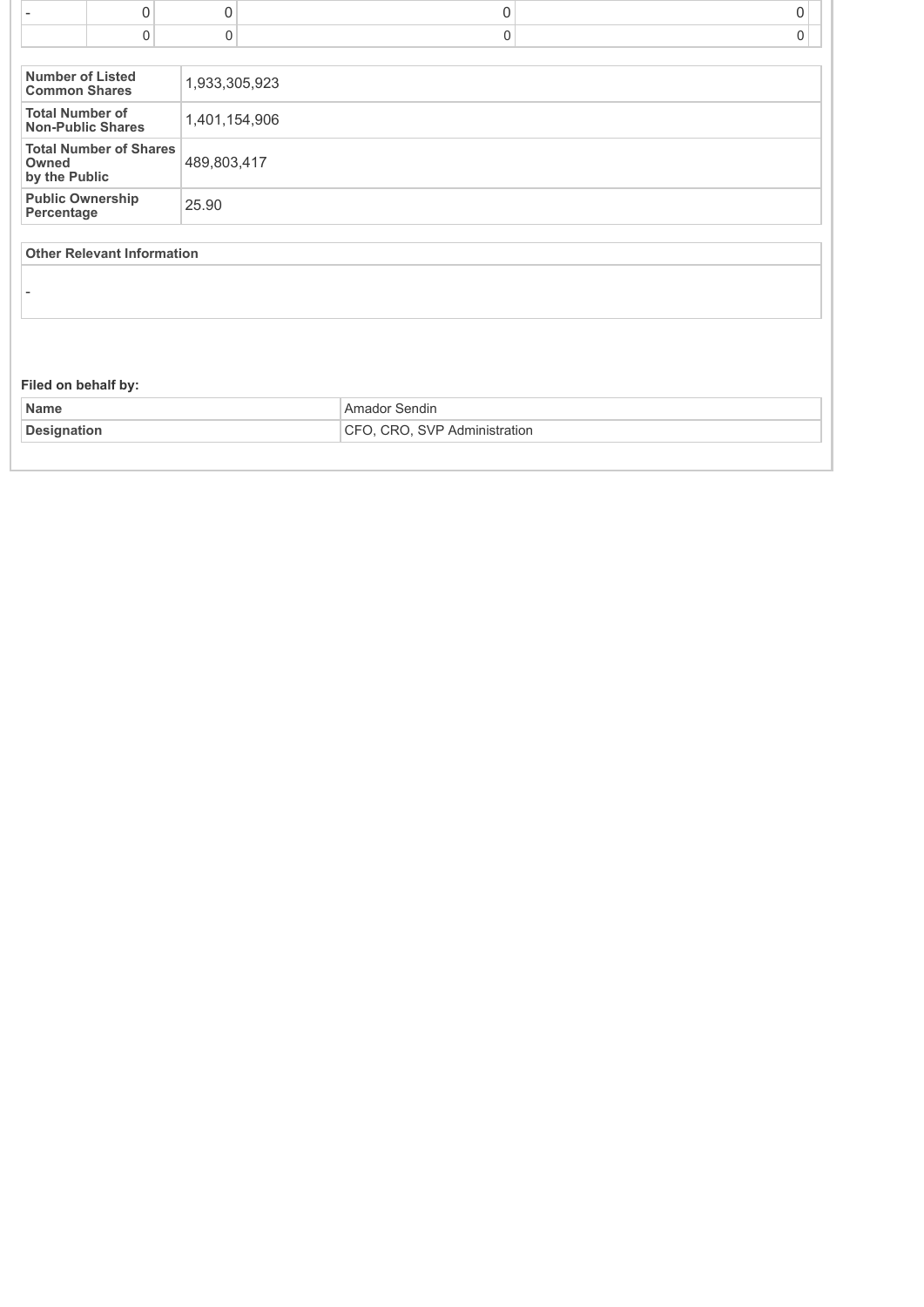| | | | | |
|---|---|---|---|---|
| - | 0 | 0 | 0 | 0 |
| | 0 | 0 | 0 | 0 |

| | |
|---|---|
| **Number of Listed Common Shares** | 1,933,305,923 |
| **Total Number of Non-Public Shares** | 1,401,154,906 |
| **Total Number of Shares Owned by the Public** | 489,803,417 |
| **Public Ownership Percentage** | 25.90 |

| **Other Relevant Information** |
|---|
| - |

**Filed on behalf by:**

| | |
|---|---|
| **Name** | Amador Sendin |
| **Designation** | CFO, CRO, SVP Administration |